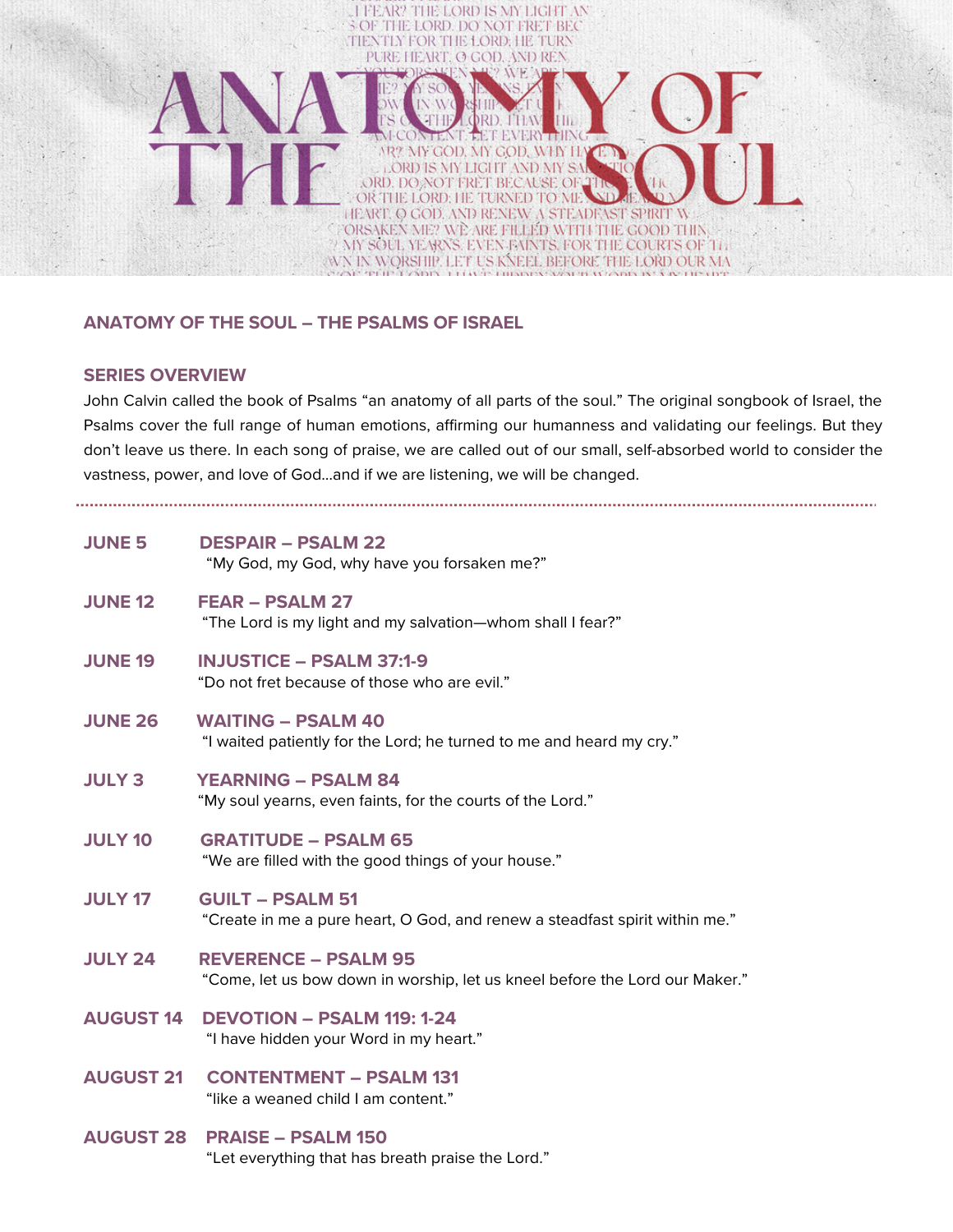# ANATOMY OF THE SOUL

## ANATOMY OF THE SOUL – THE PSALMS OF ISRAEL

### SERIES OVERVIEW

John Calvin called the book of Psalms "an anatomy of all parts of the soul." The original songbook of Israel, the Psalms cover the full range of human emotions, affirming our humanness and validating our feelings. But they don't leave us there. In each song of praise, we are called out of our small, self-absorbed world to consider the vastness, power, and love of God...and if we are listening, we will be changed.

---

**JUNE 5** — **DESPAIR – PSALM 22**
"My God, my God, why have you forsaken me?"

**JUNE 12** — **FEAR – PSALM 27**
"The Lord is my light and my salvation—whom shall I fear?"

**JUNE 19** — **INJUSTICE – PSALM 37:1-9**
"Do not fret because of those who are evil."

**JUNE 26** — **WAITING – PSALM 40**
"I waited patiently for the Lord; he turned to me and heard my cry."

**JULY 3** — **YEARNING – PSALM 84**
"My soul yearns, even faints, for the courts of the Lord."

**JULY 10** — **GRATITUDE – PSALM 65**
"We are filled with the good things of your house."

**JULY 17** — **GUILT – PSALM 51**
"Create in me a pure heart, O God, and renew a steadfast spirit within me."

**JULY 24** — **REVERENCE – PSALM 95**
"Come, let us bow down in worship, let us kneel before the Lord our Maker."

**AUGUST 14** — **DEVOTION – PSALM 119: 1-24**
"I have hidden your Word in my heart."

**AUGUST 21** — **CONTENTMENT – PSALM 131**
"like a weaned child I am content."

**AUGUST 28** — **PRAISE – PSALM 150**
"Let everything that has breath praise the Lord."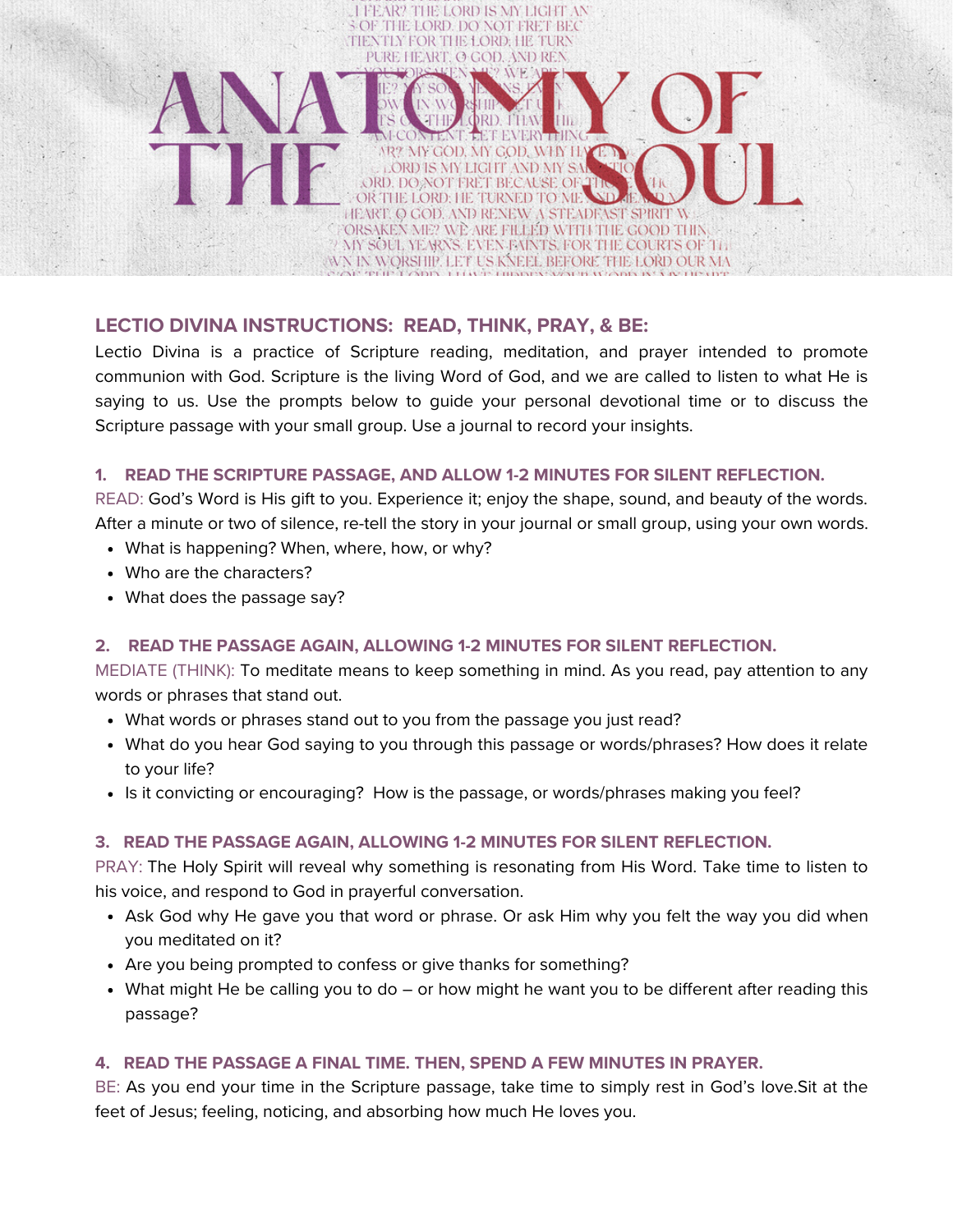# ANATOMY OF THE SOUL

## LECTIO DIVINA INSTRUCTIONS: READ, THINK, PRAY, & BE:

Lectio Divina is a practice of Scripture reading, meditation, and prayer intended to promote communion with God. Scripture is the living Word of God, and we are called to listen to what He is saying to us. Use the prompts below to guide your personal devotional time or to discuss the Scripture passage with your small group. Use a journal to record your insights.

### 1. READ THE SCRIPTURE PASSAGE, AND ALLOW 1-2 MINUTES FOR SILENT REFLECTION.

READ: God's Word is His gift to you. Experience it; enjoy the shape, sound, and beauty of the words. After a minute or two of silence, re-tell the story in your journal or small group, using your own words.

- What is happening? When, where, how, or why?
- Who are the characters?
- What does the passage say?

### 2. READ THE PASSAGE AGAIN, ALLOWING 1-2 MINUTES FOR SILENT REFLECTION.

MEDIATE (THINK): To meditate means to keep something in mind. As you read, pay attention to any words or phrases that stand out.

- What words or phrases stand out to you from the passage you just read?
- What do you hear God saying to you through this passage or words/phrases? How does it relate to your life?
- Is it convicting or encouraging? How is the passage, or words/phrases making you feel?

### 3. READ THE PASSAGE AGAIN, ALLOWING 1-2 MINUTES FOR SILENT REFLECTION.

PRAY: The Holy Spirit will reveal why something is resonating from His Word. Take time to listen to his voice, and respond to God in prayerful conversation.

- Ask God why He gave you that word or phrase. Or ask Him why you felt the way you did when you meditated on it?
- Are you being prompted to confess or give thanks for something?
- What might He be calling you to do – or how might he want you to be different after reading this passage?

### 4. READ THE PASSAGE A FINAL TIME. THEN, SPEND A FEW MINUTES IN PRAYER.

BE: As you end your time in the Scripture passage, take time to simply rest in God's love.Sit at the feet of Jesus; feeling, noticing, and absorbing how much He loves you.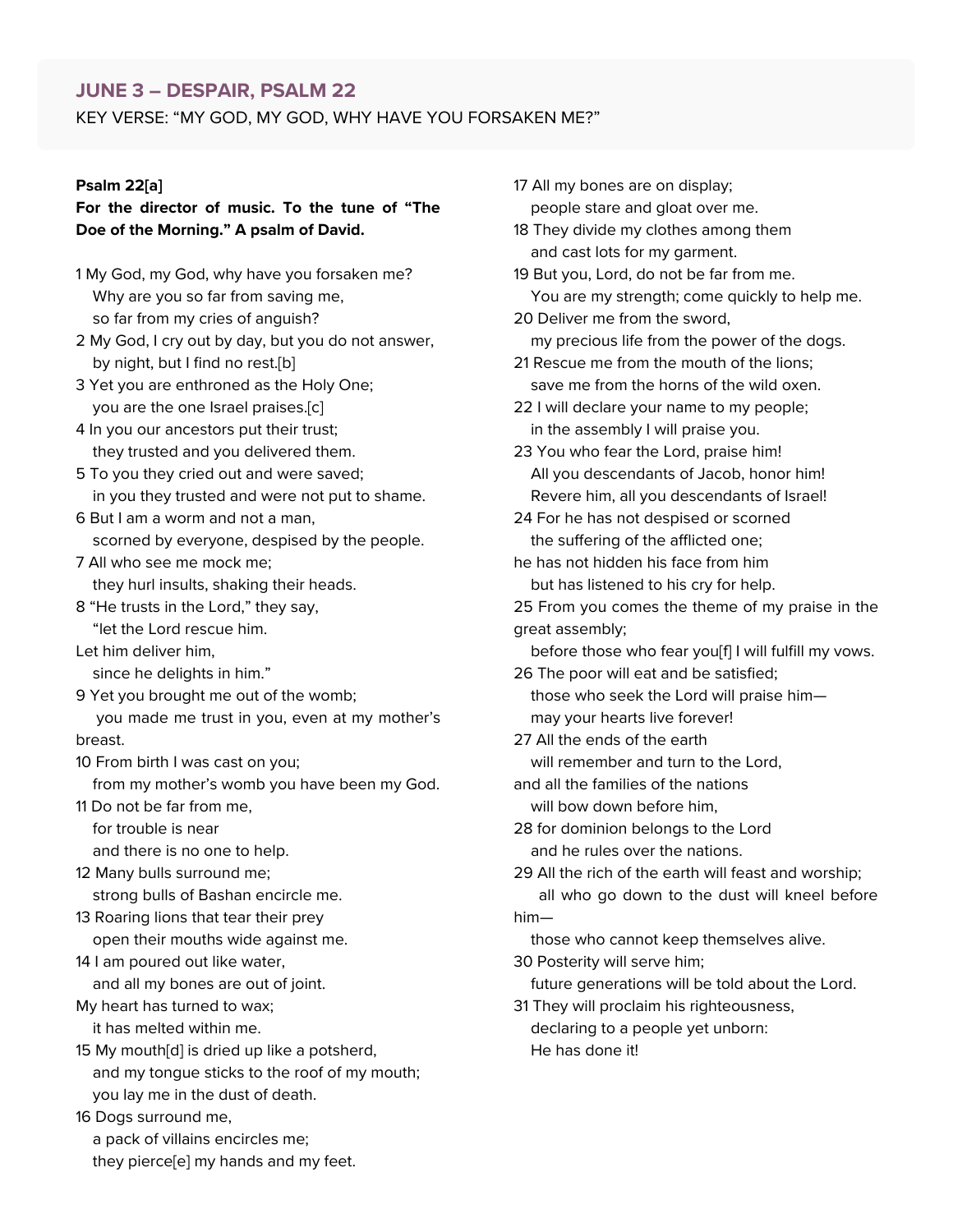## JUNE 3 – DESPAIR, PSALM 22

KEY VERSE: "MY GOD, MY GOD, WHY HAVE YOU FORSAKEN ME?"

**Psalm 22[a]**

**For the director of music. To the tune of "The Doe of the Morning." A psalm of David.**

1 My God, my God, why have you forsaken me?
   Why are you so far from saving me,
   so far from my cries of anguish?
2 My God, I cry out by day, but you do not answer,
   by night, but I find no rest.[b]
3 Yet you are enthroned as the Holy One;
   you are the one Israel praises.[c]
4 In you our ancestors put their trust;
   they trusted and you delivered them.
5 To you they cried out and were saved;
   in you they trusted and were not put to shame.
6 But I am a worm and not a man,
   scorned by everyone, despised by the people.
7 All who see me mock me;
   they hurl insults, shaking their heads.
8 "He trusts in the Lord," they say,
   "let the Lord rescue him.
Let him deliver him,
   since he delights in him."
9 Yet you brought me out of the womb;
   you made me trust in you, even at my mother's breast.
10 From birth I was cast on you;
   from my mother's womb you have been my God.
11 Do not be far from me,
   for trouble is near
   and there is no one to help.
12 Many bulls surround me;
   strong bulls of Bashan encircle me.
13 Roaring lions that tear their prey
   open their mouths wide against me.
14 I am poured out like water,
   and all my bones are out of joint.
My heart has turned to wax;
   it has melted within me.
15 My mouth[d] is dried up like a potsherd,
   and my tongue sticks to the roof of my mouth;
   you lay me in the dust of death.
16 Dogs surround me,
   a pack of villains encircles me;
   they pierce[e] my hands and my feet.
17 All my bones are on display;
   people stare and gloat over me.
18 They divide my clothes among them
   and cast lots for my garment.
19 But you, Lord, do not be far from me.
   You are my strength; come quickly to help me.
20 Deliver me from the sword,
   my precious life from the power of the dogs.
21 Rescue me from the mouth of the lions;
   save me from the horns of the wild oxen.
22 I will declare your name to my people;
   in the assembly I will praise you.
23 You who fear the Lord, praise him!
   All you descendants of Jacob, honor him!
   Revere him, all you descendants of Israel!
24 For he has not despised or scorned
   the suffering of the afflicted one;
he has not hidden his face from him
   but has listened to his cry for help.
25 From you comes the theme of my praise in the great assembly;
   before those who fear you[f] I will fulfill my vows.
26 The poor will eat and be satisfied;
   those who seek the Lord will praise him—
   may your hearts live forever!
27 All the ends of the earth
   will remember and turn to the Lord,
and all the families of the nations
   will bow down before him,
28 for dominion belongs to the Lord
   and he rules over the nations.
29 All the rich of the earth will feast and worship;
   all who go down to the dust will kneel before him—
   those who cannot keep themselves alive.
30 Posterity will serve him;
   future generations will be told about the Lord.
31 They will proclaim his righteousness,
   declaring to a people yet unborn:
   He has done it!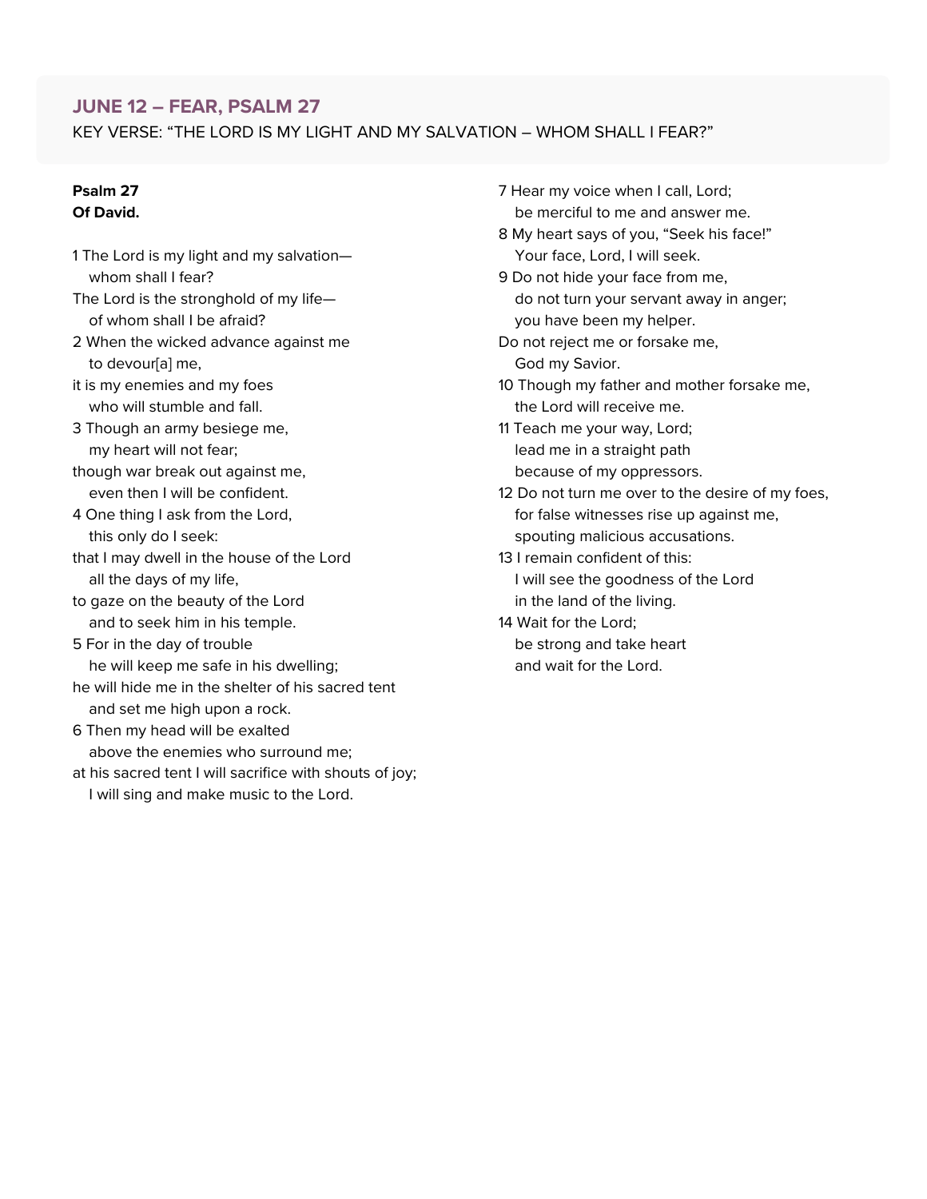## JUNE 12 – FEAR, PSALM 27

KEY VERSE: "THE LORD IS MY LIGHT AND MY SALVATION – WHOM SHALL I FEAR?"

**Psalm 27**
**Of David.**

1 The Lord is my light and my salvation—
   whom shall I fear?
The Lord is the stronghold of my life—
   of whom shall I be afraid?
2 When the wicked advance against me
   to devour[a] me,
it is my enemies and my foes
   who will stumble and fall.
3 Though an army besiege me,
   my heart will not fear;
though war break out against me,
   even then I will be confident.
4 One thing I ask from the Lord,
   this only do I seek:
that I may dwell in the house of the Lord
   all the days of my life,
to gaze on the beauty of the Lord
   and to seek him in his temple.
5 For in the day of trouble
   he will keep me safe in his dwelling;
he will hide me in the shelter of his sacred tent
   and set me high upon a rock.
6 Then my head will be exalted
   above the enemies who surround me;
at his sacred tent I will sacrifice with shouts of joy;
   I will sing and make music to the Lord.
7 Hear my voice when I call, Lord;
   be merciful to me and answer me.
8 My heart says of you, "Seek his face!"
   Your face, Lord, I will seek.
9 Do not hide your face from me,
   do not turn your servant away in anger;
   you have been my helper.
Do not reject me or forsake me,
   God my Savior.
10 Though my father and mother forsake me,
   the Lord will receive me.
11 Teach me your way, Lord;
   lead me in a straight path
   because of my oppressors.
12 Do not turn me over to the desire of my foes,
   for false witnesses rise up against me,
   spouting malicious accusations.
13 I remain confident of this:
   I will see the goodness of the Lord
   in the land of the living.
14 Wait for the Lord;
   be strong and take heart
   and wait for the Lord.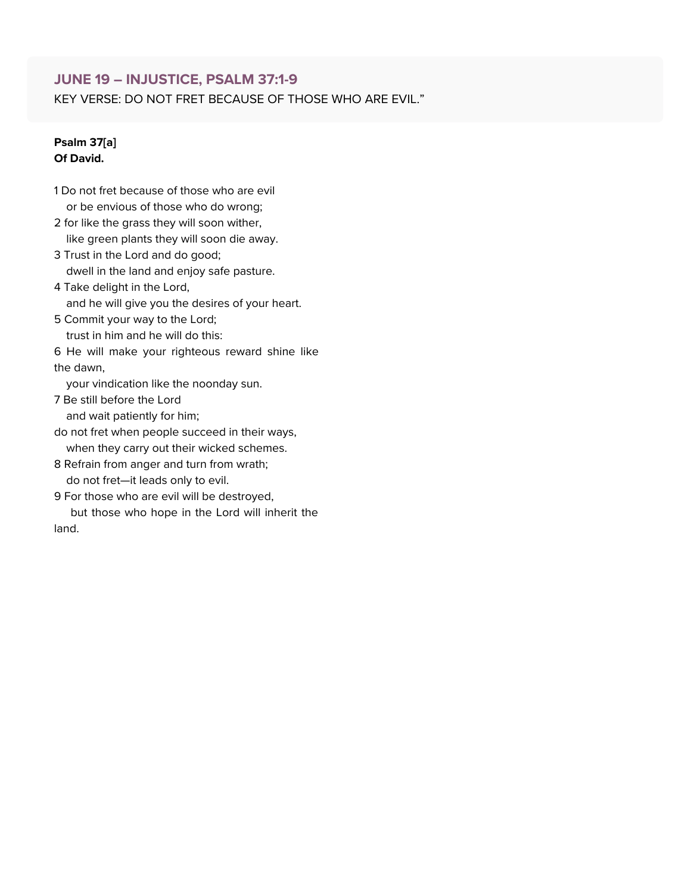## JUNE 19 – INJUSTICE, PSALM 37:1-9

KEY VERSE: DO NOT FRET BECAUSE OF THOSE WHO ARE EVIL."

**Psalm 37[a]**
**Of David.**

1 Do not fret because of those who are evil
  or be envious of those who do wrong;
2 for like the grass they will soon wither,
  like green plants they will soon die away.
3 Trust in the Lord and do good;
  dwell in the land and enjoy safe pasture.
4 Take delight in the Lord,
  and he will give you the desires of your heart.
5 Commit your way to the Lord;
  trust in him and he will do this:
6 He will make your righteous reward shine like the dawn,
  your vindication like the noonday sun.
7 Be still before the Lord
  and wait patiently for him;
do not fret when people succeed in their ways,
  when they carry out their wicked schemes.
8 Refrain from anger and turn from wrath;
  do not fret—it leads only to evil.
9 For those who are evil will be destroyed,
  but those who hope in the Lord will inherit the land.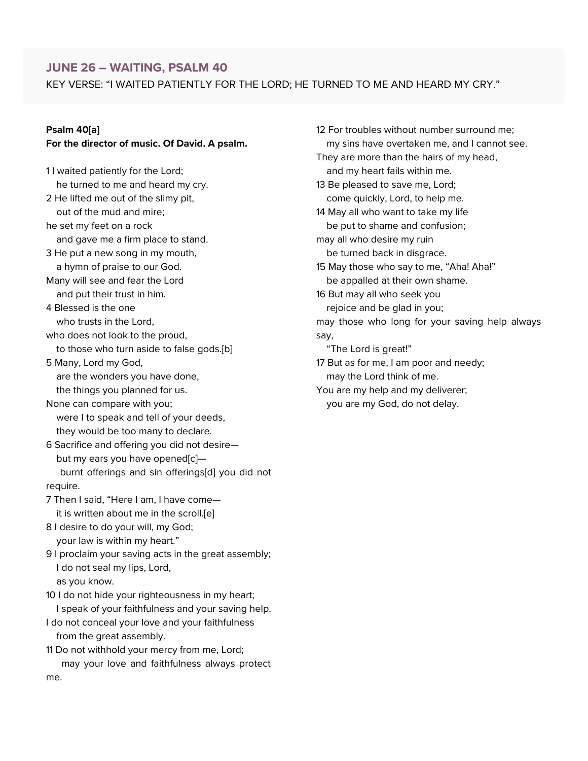## JUNE 26 – WAITING, PSALM 40

KEY VERSE: "I WAITED PATIENTLY FOR THE LORD; HE TURNED TO ME AND HEARD MY CRY."

**Psalm 40[a]**
**For the director of music. Of David. A psalm.**

1 I waited patiently for the Lord;
he turned to me and heard my cry.
2 He lifted me out of the slimy pit,
out of the mud and mire;
he set my feet on a rock
and gave me a firm place to stand.
3 He put a new song in my mouth,
a hymn of praise to our God.
Many will see and fear the Lord
and put their trust in him.
4 Blessed is the one
who trusts in the Lord,
who does not look to the proud,
to those who turn aside to false gods.[b]
5 Many, Lord my God,
are the wonders you have done,
the things you planned for us.
None can compare with you;
were I to speak and tell of your deeds,
they would be too many to declare.
6 Sacrifice and offering you did not desire—
but my ears you have opened[c]—
burnt offerings and sin offerings[d] you did not require.
7 Then I said, "Here I am, I have come—
it is written about me in the scroll.[e]
8 I desire to do your will, my God;
your law is within my heart."
9 I proclaim your saving acts in the great assembly;
I do not seal my lips, Lord,
as you know.
10 I do not hide your righteousness in my heart;
I speak of your faithfulness and your saving help.
I do not conceal your love and your faithfulness
from the great assembly.
11 Do not withhold your mercy from me, Lord;
may your love and faithfulness always protect me.
12 For troubles without number surround me;
my sins have overtaken me, and I cannot see.
They are more than the hairs of my head,
and my heart fails within me.
13 Be pleased to save me, Lord;
come quickly, Lord, to help me.
14 May all who want to take my life
be put to shame and confusion;
may all who desire my ruin
be turned back in disgrace.
15 May those who say to me, "Aha! Aha!"
be appalled at their own shame.
16 But may all who seek you
rejoice and be glad in you;
may those who long for your saving help always say,
"The Lord is great!"
17 But as for me, I am poor and needy;
may the Lord think of me.
You are my help and my deliverer;
you are my God, do not delay.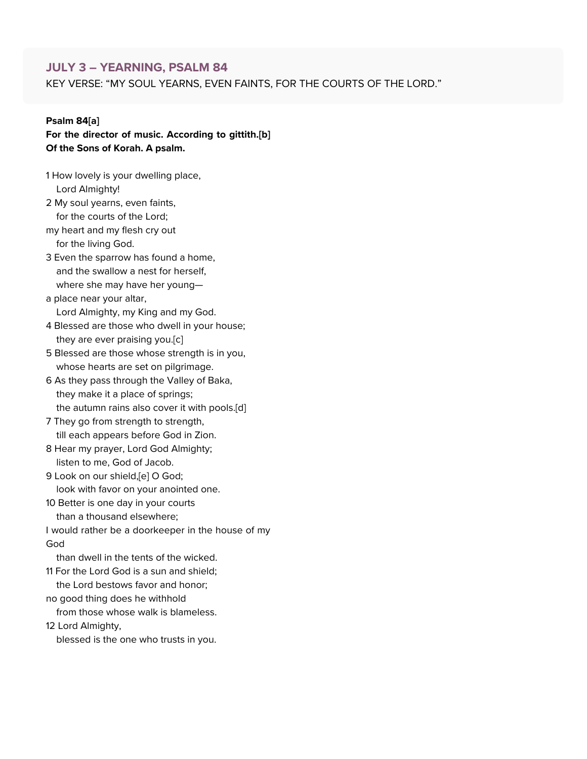## JULY 3 – YEARNING, PSALM 84

KEY VERSE: "MY SOUL YEARNS, EVEN FAINTS, FOR THE COURTS OF THE LORD."

**Psalm 84[a]**
**For the director of music. According to gittith.[b]**
**Of the Sons of Korah. A psalm.**

1 How lovely is your dwelling place,
   Lord Almighty!
2 My soul yearns, even faints,
   for the courts of the Lord;
my heart and my flesh cry out
   for the living God.
3 Even the sparrow has found a home,
   and the swallow a nest for herself,
   where she may have her young—
a place near your altar,
   Lord Almighty, my King and my God.
4 Blessed are those who dwell in your house;
   they are ever praising you.[c]
5 Blessed are those whose strength is in you,
   whose hearts are set on pilgrimage.
6 As they pass through the Valley of Baka,
   they make it a place of springs;
   the autumn rains also cover it with pools.[d]
7 They go from strength to strength,
   till each appears before God in Zion.
8 Hear my prayer, Lord God Almighty;
   listen to me, God of Jacob.
9 Look on our shield,[e] O God;
   look with favor on your anointed one.
10 Better is one day in your courts
   than a thousand elsewhere;
I would rather be a doorkeeper in the house of my God
   than dwell in the tents of the wicked.
11 For the Lord God is a sun and shield;
   the Lord bestows favor and honor;
no good thing does he withhold
   from those whose walk is blameless.
12 Lord Almighty,
   blessed is the one who trusts in you.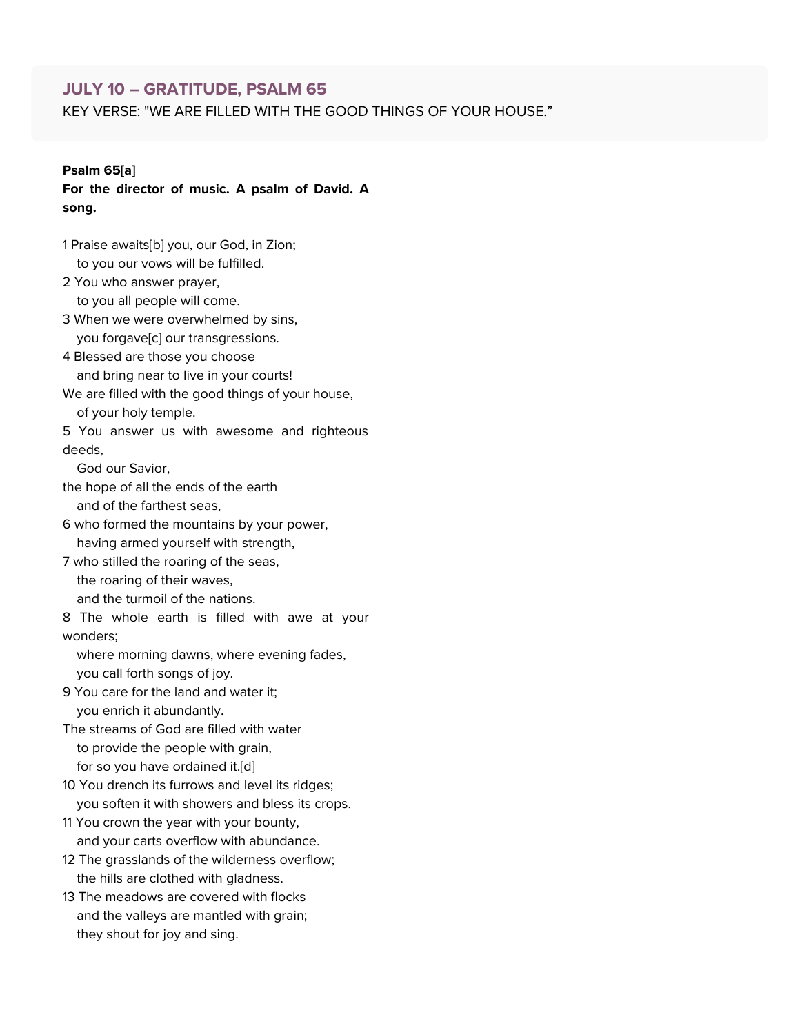## JULY 10 – GRATITUDE, PSALM 65

KEY VERSE: "WE ARE FILLED WITH THE GOOD THINGS OF YOUR HOUSE."

**Psalm 65[a]**
**For the director of music. A psalm of David. A song.**

1 Praise awaits[b] you, our God, in Zion;
to you our vows will be fulfilled.
2 You who answer prayer,
to you all people will come.
3 When we were overwhelmed by sins,
you forgave[c] our transgressions.
4 Blessed are those you choose
and bring near to live in your courts!
We are filled with the good things of your house,
of your holy temple.
5 You answer us with awesome and righteous deeds,
God our Savior,
the hope of all the ends of the earth
and of the farthest seas,
6 who formed the mountains by your power,
having armed yourself with strength,
7 who stilled the roaring of the seas,
the roaring of their waves,
and the turmoil of the nations.
8 The whole earth is filled with awe at your wonders;
where morning dawns, where evening fades,
you call forth songs of joy.
9 You care for the land and water it;
you enrich it abundantly.
The streams of God are filled with water
to provide the people with grain,
for so you have ordained it.[d]
10 You drench its furrows and level its ridges;
you soften it with showers and bless its crops.
11 You crown the year with your bounty,
and your carts overflow with abundance.
12 The grasslands of the wilderness overflow;
the hills are clothed with gladness.
13 The meadows are covered with flocks
and the valleys are mantled with grain;
they shout for joy and sing.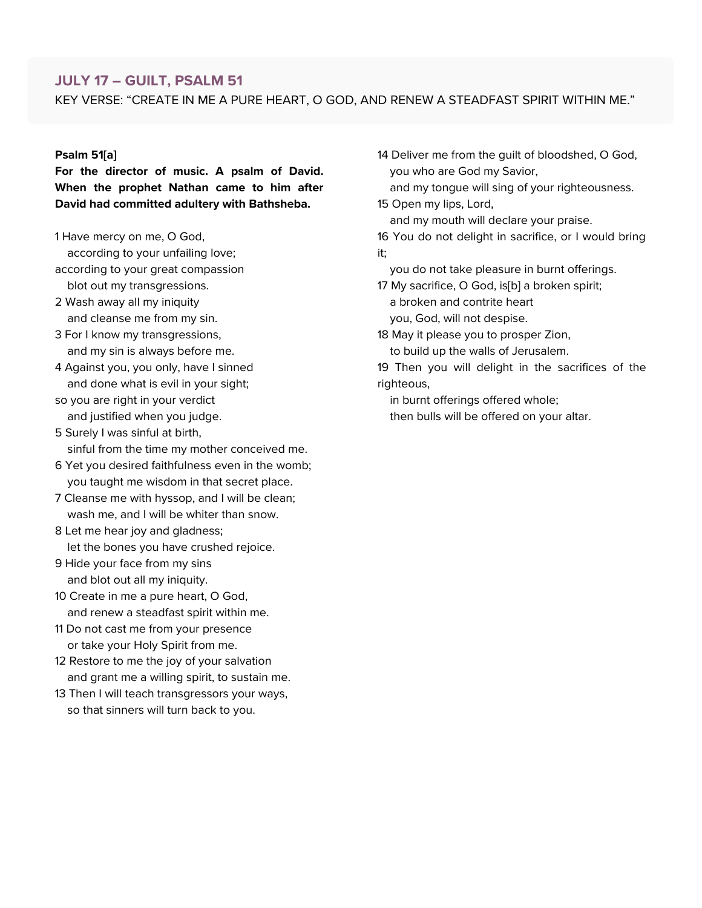## JULY 17 – GUILT, PSALM 51

KEY VERSE: "CREATE IN ME A PURE HEART, O GOD, AND RENEW A STEADFAST SPIRIT WITHIN ME."

**Psalm 51[a]**

**For the director of music. A psalm of David. When the prophet Nathan came to him after David had committed adultery with Bathsheba.**

1 Have mercy on me, O God,
   according to your unfailing love;
according to your great compassion
   blot out my transgressions.
2 Wash away all my iniquity
   and cleanse me from my sin.
3 For I know my transgressions,
   and my sin is always before me.
4 Against you, you only, have I sinned
   and done what is evil in your sight;
so you are right in your verdict
   and justified when you judge.
5 Surely I was sinful at birth,
   sinful from the time my mother conceived me.
6 Yet you desired faithfulness even in the womb;
   you taught me wisdom in that secret place.
7 Cleanse me with hyssop, and I will be clean;
   wash me, and I will be whiter than snow.
8 Let me hear joy and gladness;
   let the bones you have crushed rejoice.
9 Hide your face from my sins
   and blot out all my iniquity.
10 Create in me a pure heart, O God,
   and renew a steadfast spirit within me.
11 Do not cast me from your presence
   or take your Holy Spirit from me.
12 Restore to me the joy of your salvation
   and grant me a willing spirit, to sustain me.
13 Then I will teach transgressors your ways,
   so that sinners will turn back to you.
14 Deliver me from the guilt of bloodshed, O God,
   you who are God my Savior,
   and my tongue will sing of your righteousness.
15 Open my lips, Lord,
   and my mouth will declare your praise.
16 You do not delight in sacrifice, or I would bring it;
   you do not take pleasure in burnt offerings.
17 My sacrifice, O God, is[b] a broken spirit;
   a broken and contrite heart
   you, God, will not despise.
18 May it please you to prosper Zion,
   to build up the walls of Jerusalem.
19 Then you will delight in the sacrifices of the righteous,
   in burnt offerings offered whole;
   then bulls will be offered on your altar.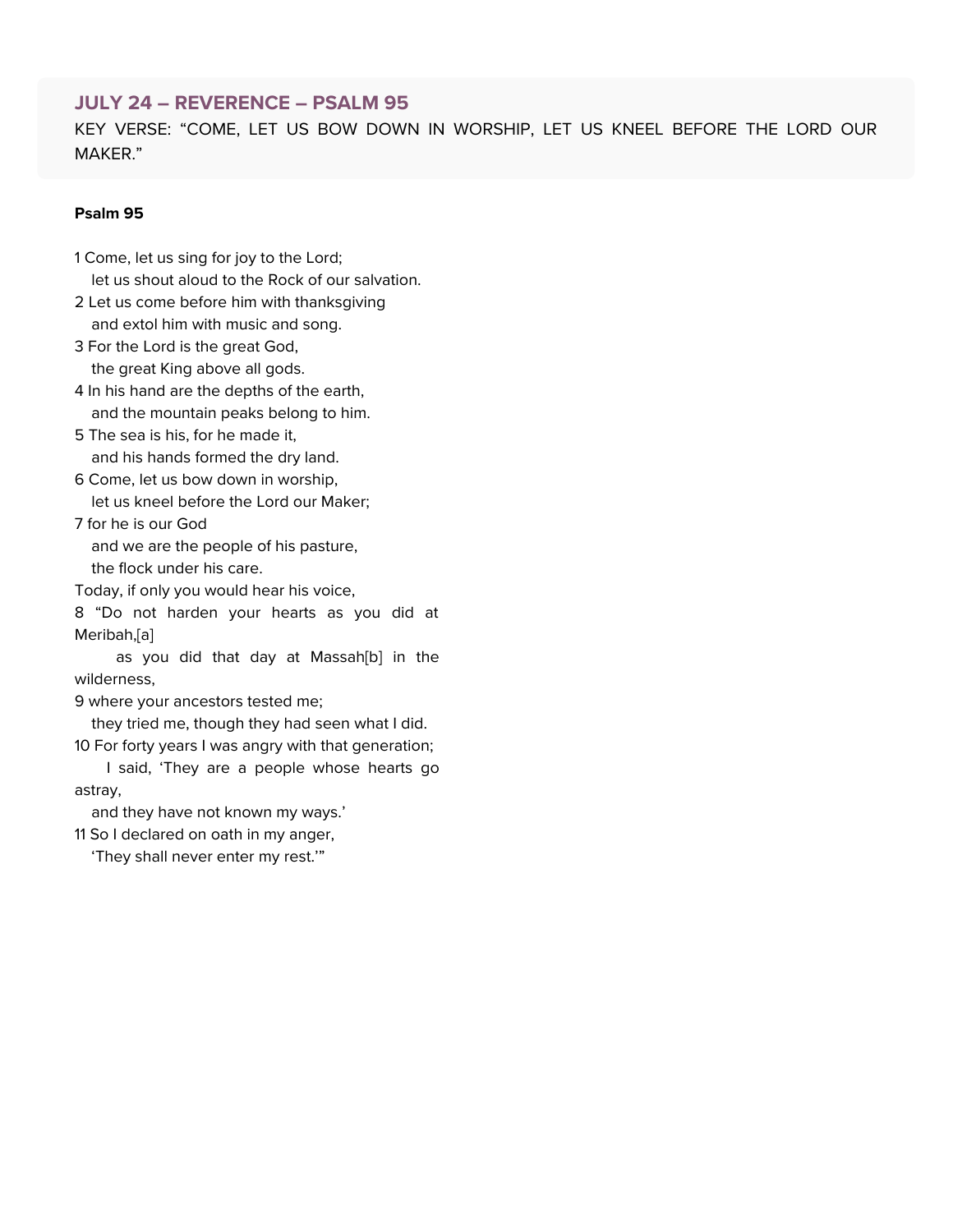## JULY 24 – REVERENCE – PSALM 95

KEY VERSE: "COME, LET US BOW DOWN IN WORSHIP, LET US KNEEL BEFORE THE LORD OUR MAKER."

**Psalm 95**

1 Come, let us sing for joy to the Lord;
  let us shout aloud to the Rock of our salvation.
2 Let us come before him with thanksgiving
  and extol him with music and song.
3 For the Lord is the great God,
  the great King above all gods.
4 In his hand are the depths of the earth,
  and the mountain peaks belong to him.
5 The sea is his, for he made it,
  and his hands formed the dry land.
6 Come, let us bow down in worship,
  let us kneel before the Lord our Maker;
7 for he is our God
  and we are the people of his pasture,
  the flock under his care.
Today, if only you would hear his voice,
8 "Do not harden your hearts as you did at Meribah,[a]
  as you did that day at Massah[b] in the wilderness,
9 where your ancestors tested me;
  they tried me, though they had seen what I did.
10 For forty years I was angry with that generation;
  I said, 'They are a people whose hearts go astray,
  and they have not known my ways.'
11 So I declared on oath in my anger,
  'They shall never enter my rest.'"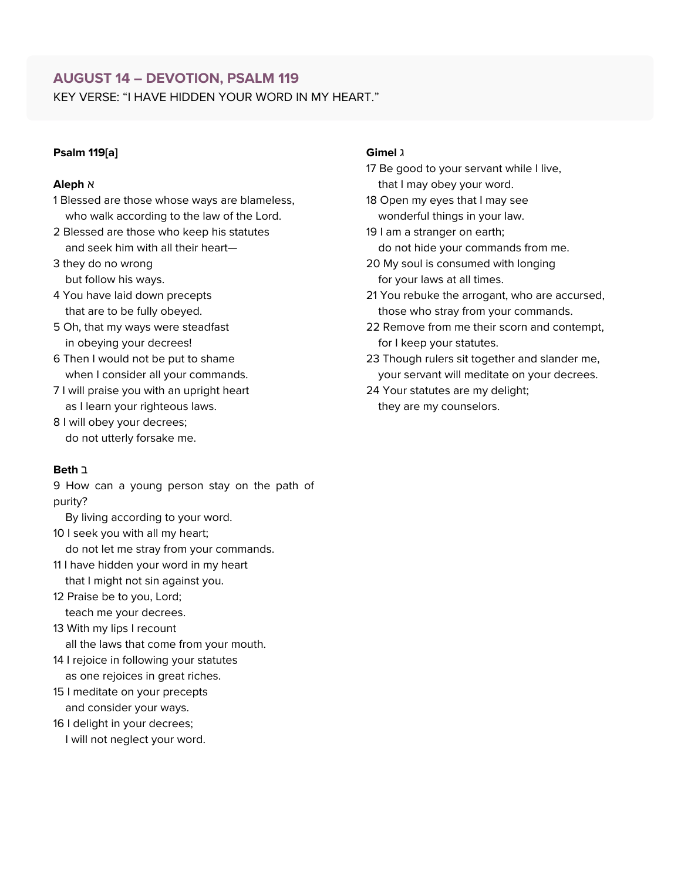## AUGUST 14 – DEVOTION, PSALM 119

KEY VERSE: "I HAVE HIDDEN YOUR WORD IN MY HEART."

**Psalm 119[a]**

**Aleph א**

1 Blessed are those whose ways are blameless,
   who walk according to the law of the Lord.
2 Blessed are those who keep his statutes
   and seek him with all their heart—
3 they do no wrong
   but follow his ways.
4 You have laid down precepts
   that are to be fully obeyed.
5 Oh, that my ways were steadfast
   in obeying your decrees!
6 Then I would not be put to shame
   when I consider all your commands.
7 I will praise you with an upright heart
   as I learn your righteous laws.
8 I will obey your decrees;
   do not utterly forsake me.

**Beth ב**

9 How can a young person stay on the path of purity?
   By living according to your word.
10 I seek you with all my heart;
   do not let me stray from your commands.
11 I have hidden your word in my heart
   that I might not sin against you.
12 Praise be to you, Lord;
   teach me your decrees.
13 With my lips I recount
   all the laws that come from your mouth.
14 I rejoice in following your statutes
   as one rejoices in great riches.
15 I meditate on your precepts
   and consider your ways.
16 I delight in your decrees;
   I will not neglect your word.

**Gimel ג**

17 Be good to your servant while I live,
   that I may obey your word.
18 Open my eyes that I may see
   wonderful things in your law.
19 I am a stranger on earth;
   do not hide your commands from me.
20 My soul is consumed with longing
   for your laws at all times.
21 You rebuke the arrogant, who are accursed,
   those who stray from your commands.
22 Remove from me their scorn and contempt,
   for I keep your statutes.
23 Though rulers sit together and slander me,
   your servant will meditate on your decrees.
24 Your statutes are my delight;
   they are my counselors.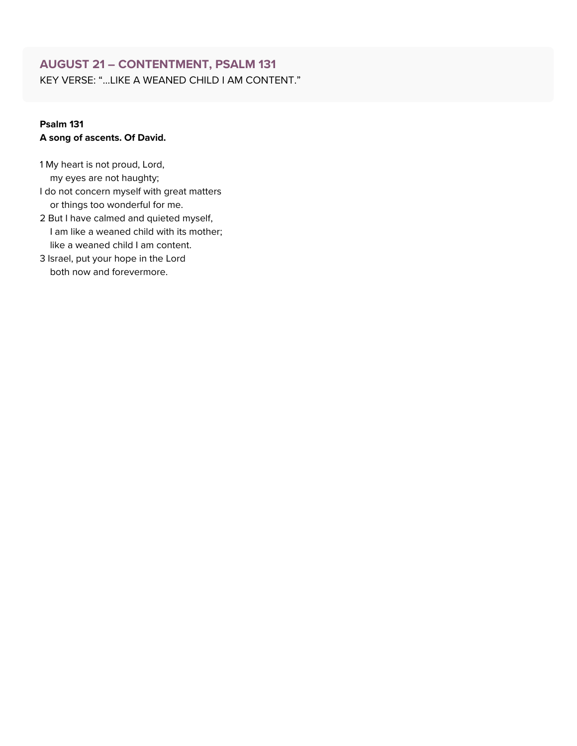## AUGUST 21 – CONTENTMENT, PSALM 131

KEY VERSE: "...LIKE A WEANED CHILD I AM CONTENT."

**Psalm 131**
**A song of ascents. Of David.**

1 My heart is not proud, Lord,
 my eyes are not haughty;
I do not concern myself with great matters
 or things too wonderful for me.
2 But I have calmed and quieted myself,
 I am like a weaned child with its mother;
 like a weaned child I am content.
3 Israel, put your hope in the Lord
 both now and forevermore.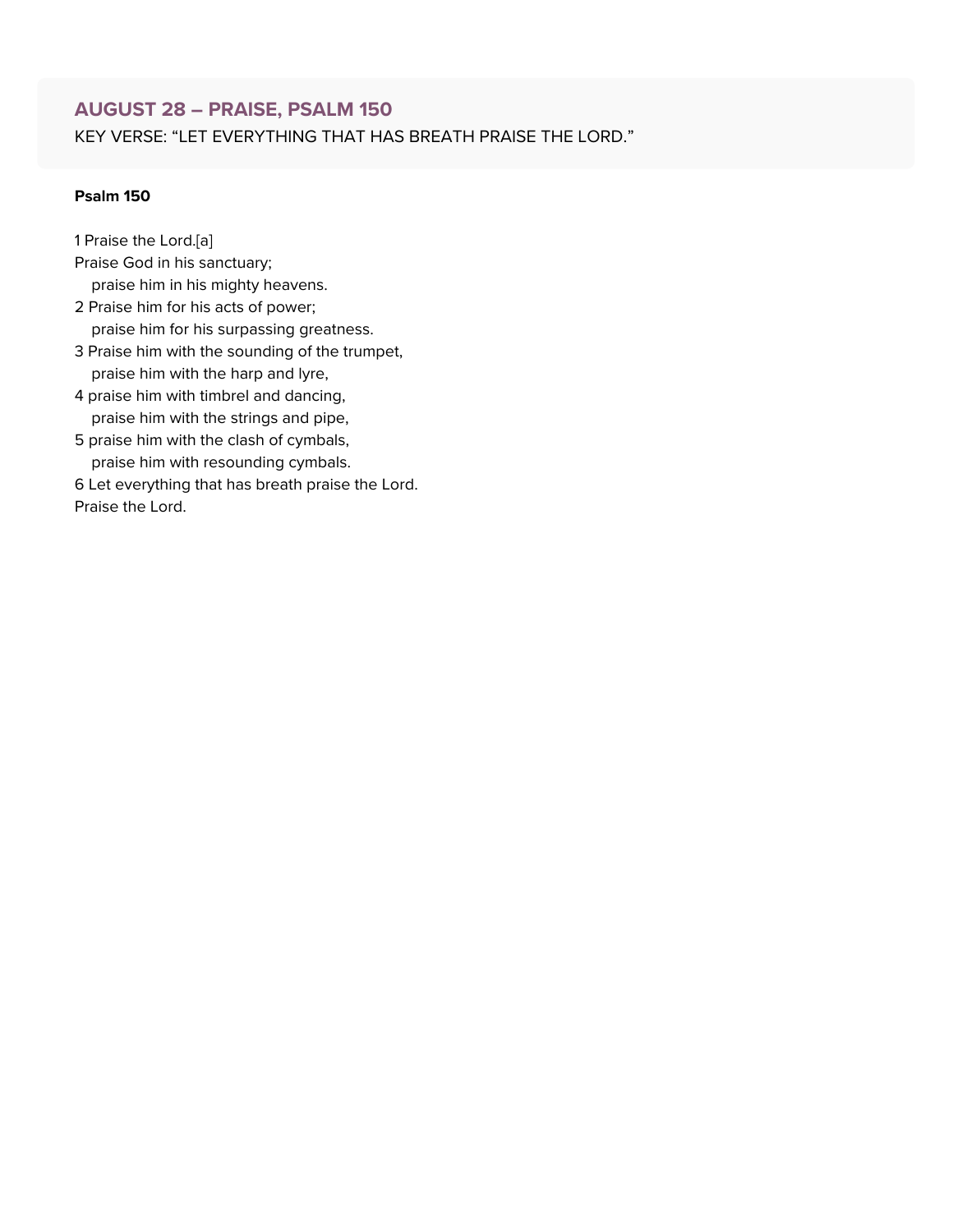## AUGUST 28 – PRAISE, PSALM 150

KEY VERSE: "LET EVERYTHING THAT HAS BREATH PRAISE THE LORD."

**Psalm 150**

1 Praise the Lord.[a]
Praise God in his sanctuary;
 praise him in his mighty heavens.
2 Praise him for his acts of power;
 praise him for his surpassing greatness.
3 Praise him with the sounding of the trumpet,
 praise him with the harp and lyre,
4 praise him with timbrel and dancing,
 praise him with the strings and pipe,
5 praise him with the clash of cymbals,
 praise him with resounding cymbals.
6 Let everything that has breath praise the Lord.
Praise the Lord.